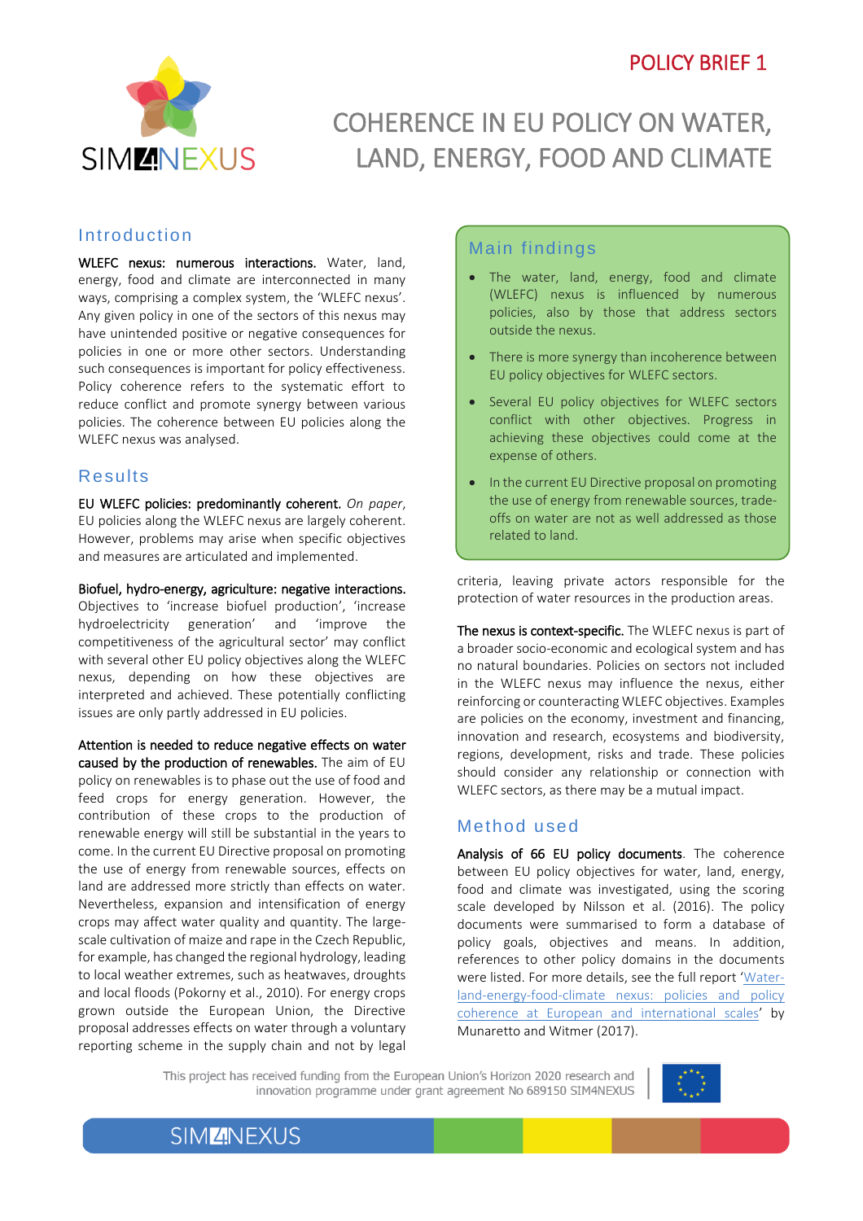POLICY BRIEF 1

# COHERENCE IN EU POLICY ON WATER, LAND, ENERGY, FOOD AND CLIMATE

## Introduction

**WLEFC nexus: numerous interactions.** Water, land, energy, food and climate are interconnected in many ways, comprising a complex system, the 'WLEFC nexus'. Any given policy in one of the sectors of this nexus may have unintended positive or negative consequences for policies in one or more other sectors. Understanding such consequences is important for policy effectiveness. Policy coherence refers to the systematic effort to reduce conflict and promote synergy between various policies. The coherence between EU policies along the WLEFC nexus was analysed.

## Main findings

- The water, land, energy, food and climate (WLEFC) nexus is influenced by numerous policies, also by those that address sectors outside the nexus.
- There is more synergy than incoherence between EU policy objectives for WLEFC sectors.
- Several EU policy objectives for WLEFC sectors conflict with other objectives. Progress in achieving these objectives could come at the expense of others.
- In the current EU Directive proposal on promoting the use of energy from renewable sources, trade-offs on water are not as well addressed as those related to land.

## Results

**EU WLEFC policies: predominantly coherent.** *On paper*, EU policies along the WLEFC nexus are largely coherent. However, problems may arise when specific objectives and measures are articulated and implemented.

**Biofuel, hydro-energy, agriculture: negative interactions.** Objectives to 'increase biofuel production', 'increase hydroelectricity generation' and 'improve the competitiveness of the agricultural sector' may conflict with several other EU policy objectives along the WLEFC nexus, depending on how these objectives are interpreted and achieved. These potentially conflicting issues are only partly addressed in EU policies.

**Attention is needed to reduce negative effects on water caused by the production of renewables.** The aim of EU policy on renewables is to phase out the use of food and feed crops for energy generation. However, the contribution of these crops to the production of renewable energy will still be substantial in the years to come. In the current EU Directive proposal on promoting the use of energy from renewable sources, effects on land are addressed more strictly than effects on water. Nevertheless, expansion and intensification of energy crops may affect water quality and quantity. The large-scale cultivation of maize and rape in the Czech Republic, for example, has changed the regional hydrology, leading to local weather extremes, such as heatwaves, droughts and local floods (Pokorny et al., 2010). For energy crops grown outside the European Union, the Directive proposal addresses effects on water through a voluntary reporting scheme in the supply chain and not by legal criteria, leaving private actors responsible for the protection of water resources in the production areas.

**The nexus is context-specific.** The WLEFC nexus is part of a broader socio-economic and ecological system and has no natural boundaries. Policies on sectors not included in the WLEFC nexus may influence the nexus, either reinforcing or counteracting WLEFC objectives. Examples are policies on the economy, investment and financing, innovation and research, ecosystems and biodiversity, regions, development, risks and trade. These policies should consider any relationship or connection with WLEFC sectors, as there may be a mutual impact.

## Method used

**Analysis of 66 EU policy documents**. The coherence between EU policy objectives for water, land, energy, food and climate was investigated, using the scoring scale developed by Nilsson et al. (2016). The policy documents were summarised to form a database of policy goals, objectives and means. In addition, references to other policy domains in the documents were listed. For more details, see the full report 'Water-land-energy-food-climate nexus: policies and policy coherence at European and international scales' by Munaretto and Witmer (2017).

This project has received funding from the European Union's Horizon 2020 research and innovation programme under grant agreement No 689150 SIM4NEXUS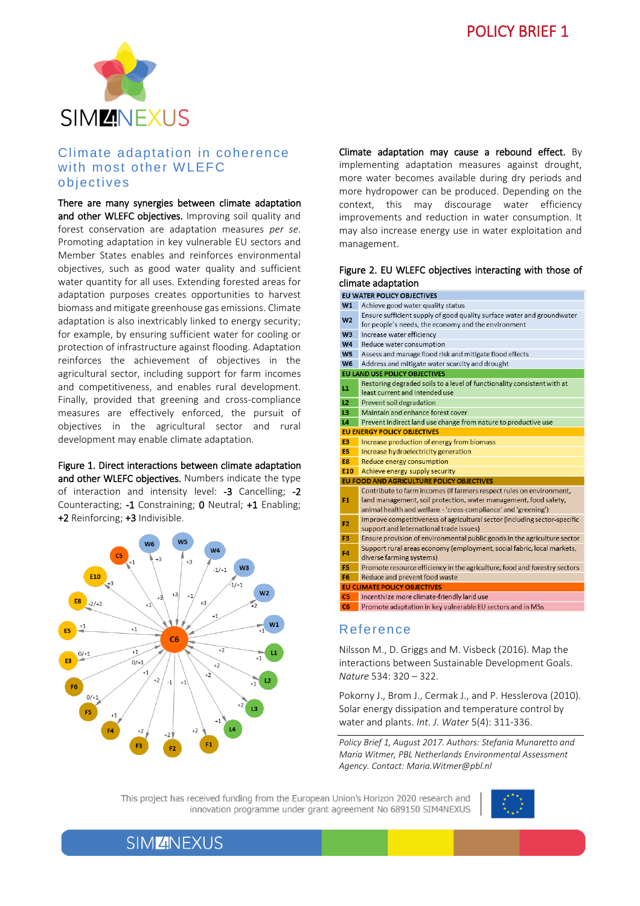## Climate adaptation in coherence with most other WLEFC objectives

**There are many synergies between climate adaptation and other WLEFC objectives.** Improving soil quality and forest conservation are adaptation measures *per se*. Promoting adaptation in key vulnerable EU sectors and Member States enables and reinforces environmental objectives, such as good water quality and sufficient water quantity for all uses. Extending forested areas for adaptation purposes creates opportunities to harvest biomass and mitigate greenhouse gas emissions. Climate adaptation is also inextricably linked to energy security; for example, by ensuring sufficient water for cooling or protection of infrastructure against flooding. Adaptation reinforces the achievement of objectives in the agricultural sector, including support for farm incomes and competitiveness, and enables rural development. Finally, provided that greening and cross-compliance measures are effectively enforced, the pursuit of objectives in the agricultural sector and rural development may enable climate adaptation.

**Figure 1. Direct interactions between climate adaptation and other WLEFC objectives.** Numbers indicate the type of interaction and intensity level: **-3** Cancelling; **-2** Counteracting; **-1** Constraining; **0** Neutral; **+1** Enabling; **+2** Reinforcing; **+3** Indivisible.

C6
C5 W6 W5 W4 W3 W2 W1 L1 L2 L3 L4 F1 F2 F3 F4 F5 F6 E3 E5 E8 E10
+1 +3 +3 +3 -1/+1 -1/+1 +3 +2 +1 +1 +2 +1 +2 +1 +2 +1 +2 +1 +2 +2 +1 +1 -1 +2 +2 +2 +1 +1 0/+1 0/+1 0/+1 +1 +1 +1 -2/+2 +1 +3 +3 +3 +1 +1

**Climate adaptation may cause a rebound effect.** By implementing adaptation measures against drought, more water becomes available during dry periods and more hydropower can be produced. Depending on the context, this may discourage water efficiency improvements and reduction in water consumption. It may also increase energy use in water exploitation and management.

**Figure 2. EU WLEFC objectives interacting with those of climate adaptation**

| | |
|---|---|
| **EU WATER POLICY OBJECTIVES** | |
| W1 | Achieve good water quality status |
| W2 | Ensure sufficient supply of good quality surface water and groundwater for people's needs, the economy and the environment |
| W3 | Increase water efficiency |
| W4 | Reduce water consumption |
| W5 | Assess and manage flood risk and mitigate flood effects |
| W6 | Address and mitigate water scarcity and drought |
| **EU LAND USE POLICY OBJECTIVES** | |
| L1 | Restoring degraded soils to a level of functionality consistent with at least current and intended use |
| L2 | Prevent soil degradation |
| L3 | Maintain and enhance forest cover |
| L4 | Prevent indirect land use change from nature to productive use |
| **EU ENERGY POLICY OBJECTIVES** | |
| E3 | Increase production of energy from biomass |
| E5 | Increase hydroelectricity generation |
| E8 | Reduce energy consumption |
| E10 | Achieve energy supply security |
| **EU FOOD AND AGRICULTURE POLICY OBJECTIVES** | |
| F1 | Contribute to farm incomes (if farmers respect rules on environment, land management, soil protection, water management, food safety, animal health and welfare - 'cross-compliance' and 'greening') |
| F2 | Improve competitiveness of agricultural sector (including sector-specific support and international trade issues) |
| F3 | Ensure provision of environmental public goods in the agriculture sector |
| F4 | Support rural areas economy (employment, social fabric, local markets, diverse farming systems) |
| F5 | Promote resource efficiency in the agriculture, food and forestry sectors |
| F6 | Reduce and prevent food waste |
| **EU CLIMATE POLICY OBJECTIVES** | |
| C5 | Incentivize more climate-friendly land use |
| C6 | Promote adaptation in key vulnerable EU sectors and in MSs |

## Reference

Nilsson M., D. Griggs and M. Visbeck (2016). Map the interactions between Sustainable Development Goals. *Nature* 534: 320 – 322.

Pokorny J., Brom J., Cermak J., and P. Hesslerova (2010). Solar energy dissipation and temperature control by water and plants. *Int. J. Water* 5(4): 311-336.

*Policy Brief 1, August 2017. Authors: Stefania Munaretto and Maria Witmer, PBL Netherlands Environmental Assessment Agency. Contact: Maria.Witmer@pbl.nl*

This project has received funding from the European Union's Horizon 2020 research and innovation programme under grant agreement No 689150 SIM4NEXUS